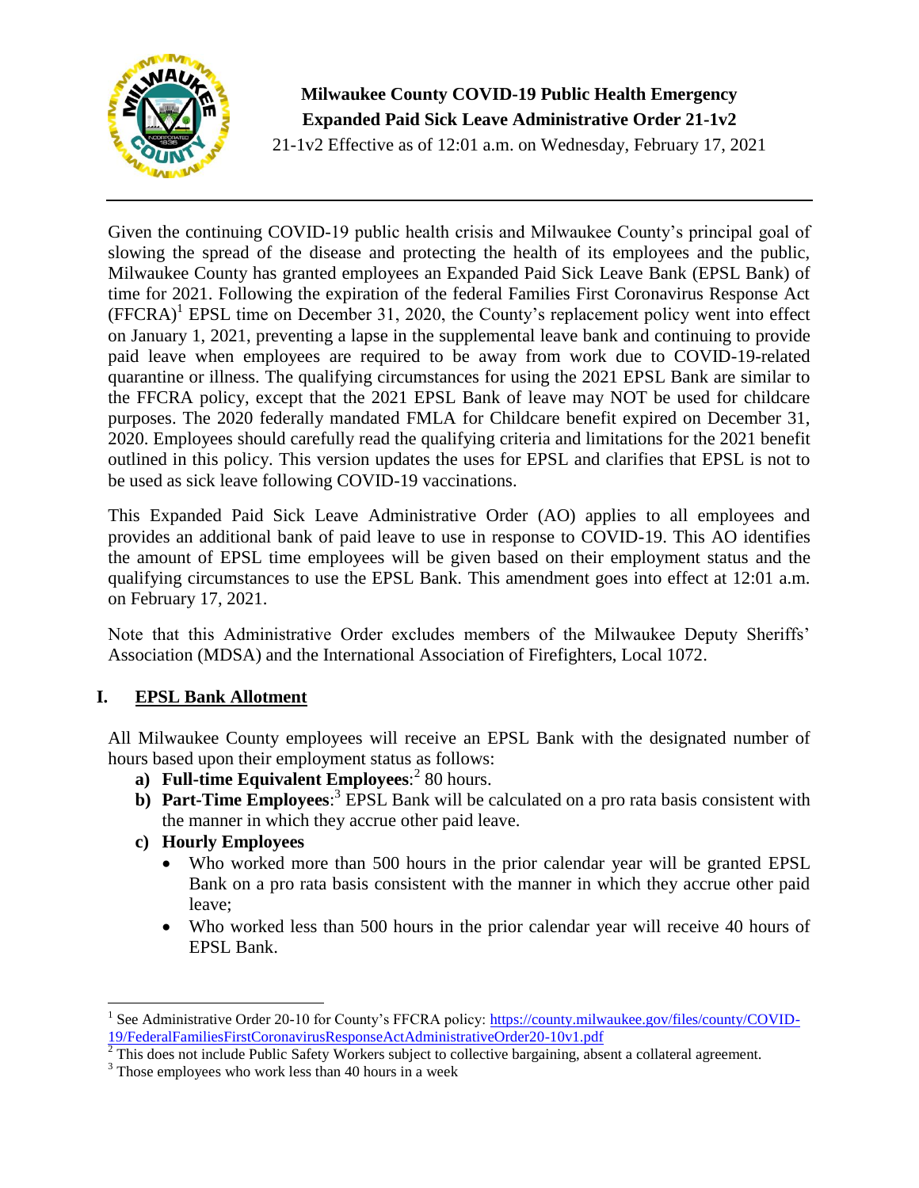**Milwaukee County COVID-19 Public Health Emergency**
**Expanded Paid Sick Leave Administrative Order 21-1v2**
21-1v2 Effective as of 12:01 a.m. on Wednesday, February 17, 2021

---

Given the continuing COVID-19 public health crisis and Milwaukee County's principal goal of slowing the spread of the disease and protecting the health of its employees and the public, Milwaukee County has granted employees an Expanded Paid Sick Leave Bank (EPSL Bank) of time for 2021. Following the expiration of the federal Families First Coronavirus Response Act (FFCRA)[1] EPSL time on December 31, 2020, the County's replacement policy went into effect on January 1, 2021, preventing a lapse in the supplemental leave bank and continuing to provide paid leave when employees are required to be away from work due to COVID-19-related quarantine or illness. The qualifying circumstances for using the 2021 EPSL Bank are similar to the FFCRA policy, except that the 2021 EPSL Bank of leave may NOT be used for childcare purposes. The 2020 federally mandated FMLA for Childcare benefit expired on December 31, 2020. Employees should carefully read the qualifying criteria and limitations for the 2021 benefit outlined in this policy. This version updates the uses for EPSL and clarifies that EPSL is not to be used as sick leave following COVID-19 vaccinations.

This Expanded Paid Sick Leave Administrative Order (AO) applies to all employees and provides an additional bank of paid leave to use in response to COVID-19. This AO identifies the amount of EPSL time employees will be given based on their employment status and the qualifying circumstances to use the EPSL Bank. This amendment goes into effect at 12:01 a.m. on February 17, 2021.

Note that this Administrative Order excludes members of the Milwaukee Deputy Sheriffs' Association (MDSA) and the International Association of Firefighters, Local 1072.

## I. EPSL Bank Allotment

All Milwaukee County employees will receive an EPSL Bank with the designated number of hours based upon their employment status as follows:

a) **Full-time Equivalent Employees**:[2] 80 hours.
b) **Part-Time Employees**:[3] EPSL Bank will be calculated on a pro rata basis consistent with the manner in which they accrue other paid leave.
c) **Hourly Employees**
   - Who worked more than 500 hours in the prior calendar year will be granted EPSL Bank on a pro rata basis consistent with the manner in which they accrue other paid leave;
   - Who worked less than 500 hours in the prior calendar year will receive 40 hours of EPSL Bank.

---

[1] See Administrative Order 20-10 for County's FFCRA policy: https://county.milwaukee.gov/files/county/COVID-19/FederalFamiliesFirstCoronavirusResponseActAdministrativeOrder20-10v1.pdf

[2] This does not include Public Safety Workers subject to collective bargaining, absent a collateral agreement.

[3] Those employees who work less than 40 hours in a week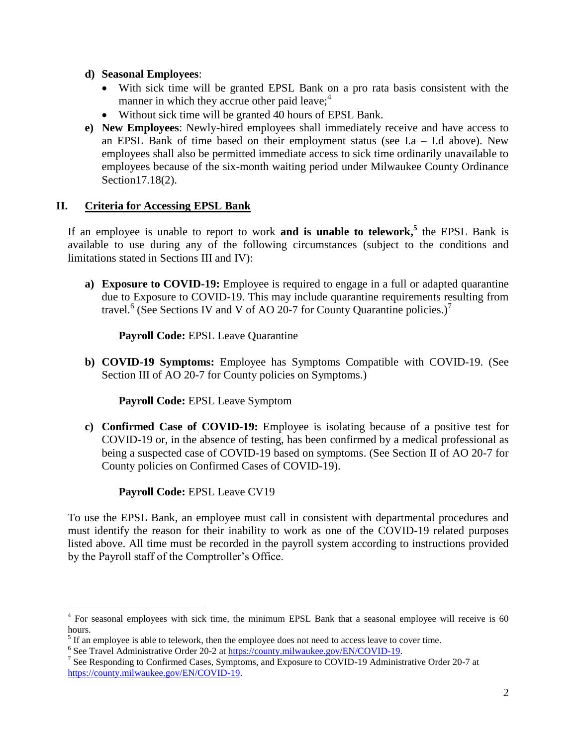**d) Seasonal Employees**:

- With sick time will be granted EPSL Bank on a pro rata basis consistent with the manner in which they accrue other paid leave;[4]
- Without sick time will be granted 40 hours of EPSL Bank.

**e) New Employees**: Newly-hired employees shall immediately receive and have access to an EPSL Bank of time based on their employment status (see I.a – I.d above). New employees shall also be permitted immediate access to sick time ordinarily unavailable to employees because of the six-month waiting period under Milwaukee County Ordinance Section17.18(2).

## II. Criteria for Accessing EPSL Bank

If an employee is unable to report to work **and is unable to telework,**[5] the EPSL Bank is available to use during any of the following circumstances (subject to the conditions and limitations stated in Sections III and IV):

**a) Exposure to COVID-19:** Employee is required to engage in a full or adapted quarantine due to Exposure to COVID-19. This may include quarantine requirements resulting from travel.[6] (See Sections IV and V of AO 20-7 for County Quarantine policies.)[7]

**Payroll Code:** EPSL Leave Quarantine

**b) COVID-19 Symptoms:** Employee has Symptoms Compatible with COVID-19. (See Section III of AO 20-7 for County policies on Symptoms.)

**Payroll Code:** EPSL Leave Symptom

**c) Confirmed Case of COVID-19:** Employee is isolating because of a positive test for COVID-19 or, in the absence of testing, has been confirmed by a medical professional as being a suspected case of COVID-19 based on symptoms. (See Section II of AO 20-7 for County policies on Confirmed Cases of COVID-19).

**Payroll Code:** EPSL Leave CV19

To use the EPSL Bank, an employee must call in consistent with departmental procedures and must identify the reason for their inability to work as one of the COVID-19 related purposes listed above. All time must be recorded in the payroll system according to instructions provided by the Payroll staff of the Comptroller's Office.

---

[4] For seasonal employees with sick time, the minimum EPSL Bank that a seasonal employee will receive is 60 hours.

[5] If an employee is able to telework, then the employee does not need to access leave to cover time.

[6] See Travel Administrative Order 20-2 at https://county.milwaukee.gov/EN/COVID-19.

[7] See Responding to Confirmed Cases, Symptoms, and Exposure to COVID-19 Administrative Order 20-7 at https://county.milwaukee.gov/EN/COVID-19.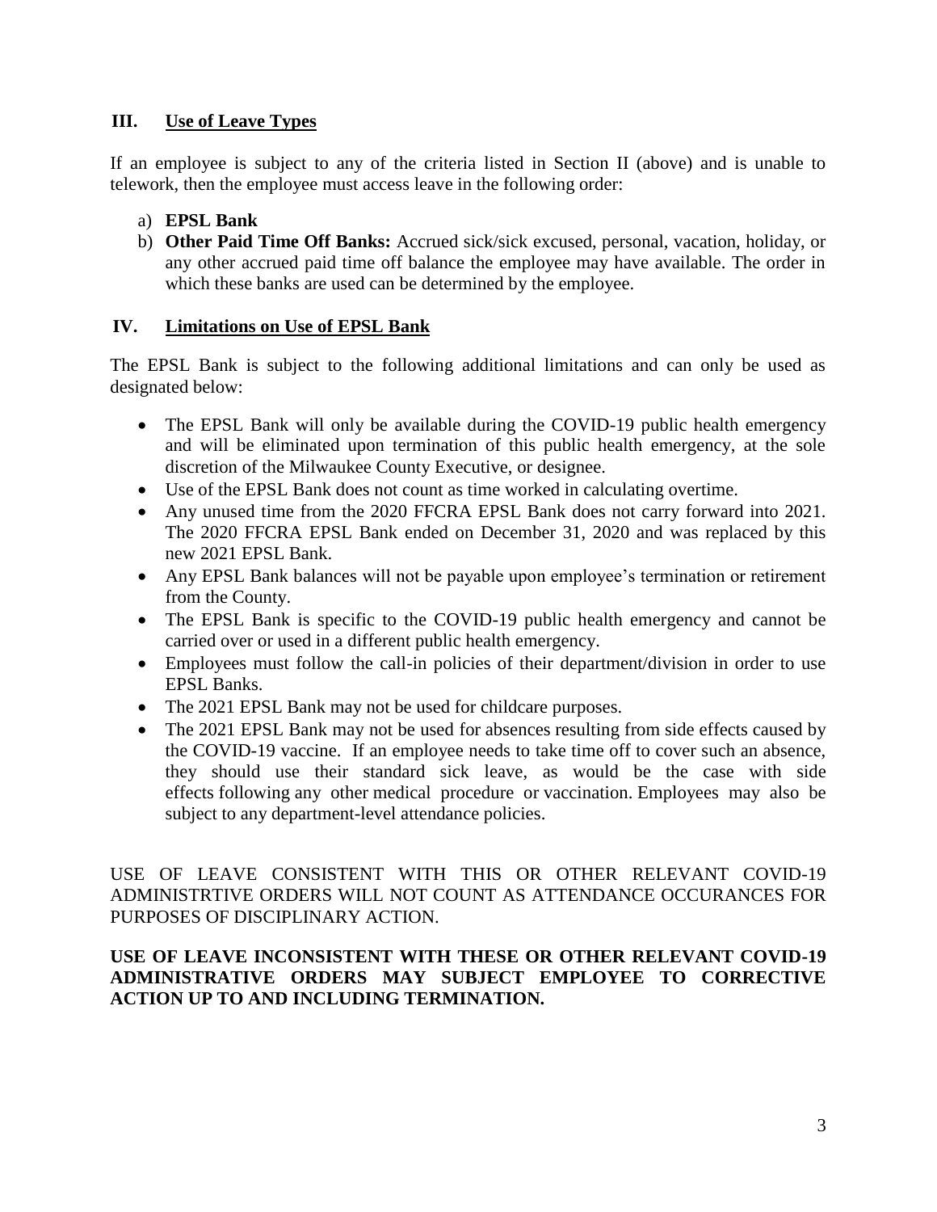## III. Use of Leave Types

If an employee is subject to any of the criteria listed in Section II (above) and is unable to telework, then the employee must access leave in the following order:

a) **EPSL Bank**
b) **Other Paid Time Off Banks:** Accrued sick/sick excused, personal, vacation, holiday, or any other accrued paid time off balance the employee may have available. The order in which these banks are used can be determined by the employee.

## IV. Limitations on Use of EPSL Bank

The EPSL Bank is subject to the following additional limitations and can only be used as designated below:

- The EPSL Bank will only be available during the COVID-19 public health emergency and will be eliminated upon termination of this public health emergency, at the sole discretion of the Milwaukee County Executive, or designee.
- Use of the EPSL Bank does not count as time worked in calculating overtime.
- Any unused time from the 2020 FFCRA EPSL Bank does not carry forward into 2021. The 2020 FFCRA EPSL Bank ended on December 31, 2020 and was replaced by this new 2021 EPSL Bank.
- Any EPSL Bank balances will not be payable upon employee's termination or retirement from the County.
- The EPSL Bank is specific to the COVID-19 public health emergency and cannot be carried over or used in a different public health emergency.
- Employees must follow the call-in policies of their department/division in order to use EPSL Banks.
- The 2021 EPSL Bank may not be used for childcare purposes.
- The 2021 EPSL Bank may not be used for absences resulting from side effects caused by the COVID-19 vaccine. If an employee needs to take time off to cover such an absence, they should use their standard sick leave, as would be the case with side effects following any other medical procedure or vaccination. Employees may also be subject to any department-level attendance policies.

USE OF LEAVE CONSISTENT WITH THIS OR OTHER RELEVANT COVID-19 ADMINISTRTIVE ORDERS WILL NOT COUNT AS ATTENDANCE OCCURANCES FOR PURPOSES OF DISCIPLINARY ACTION.

**USE OF LEAVE INCONSISTENT WITH THESE OR OTHER RELEVANT COVID-19 ADMINISTRATIVE ORDERS MAY SUBJECT EMPLOYEE TO CORRECTIVE ACTION UP TO AND INCLUDING TERMINATION.**